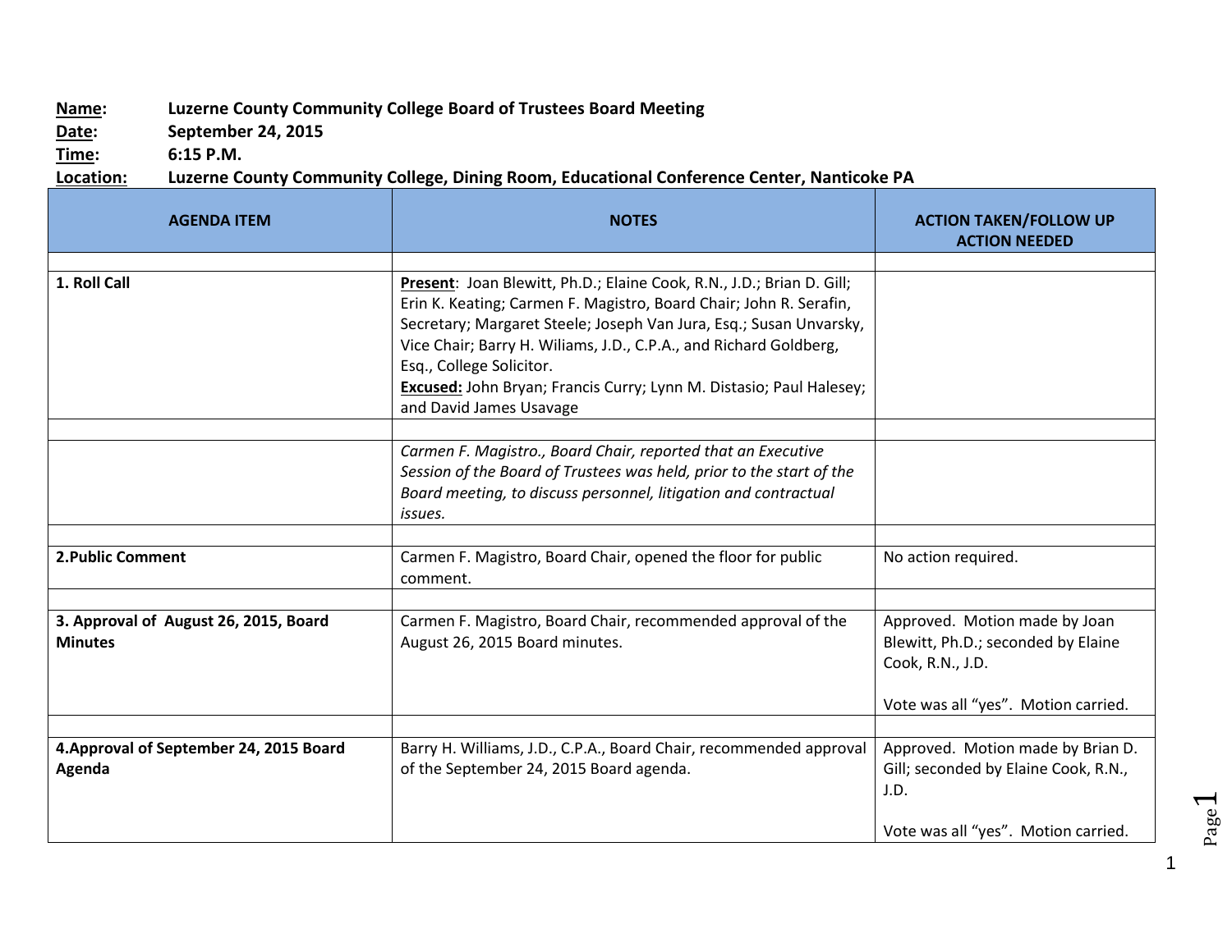**Name:** Luzerne County Community College Board of Trustees Board Meeting
**Date:** September 24, 2015
**Time:** 6:15 P.M.
**Location:** Luzerne County Community College, Dining Room, Educational Conference Center, Nanticoke PA

| AGENDA ITEM | NOTES | ACTION TAKEN/FOLLOW UP ACTION NEEDED |
|---|---|---|
| | | |
| **1. Roll Call** | **Present**: Joan Blewitt, Ph.D.; Elaine Cook, R.N., J.D.; Brian D. Gill; Erin K. Keating; Carmen F. Magistro, Board Chair; John R. Serafin, Secretary; Margaret Steele; Joseph Van Jura, Esq.; Susan Unvarsky, Vice Chair; Barry H. Wiliams, J.D., C.P.A., and Richard Goldberg, Esq., College Solicitor.<br>**Excused:** John Bryan; Francis Curry; Lynn M. Distasio; Paul Halesey; and David James Usavage | |
| | | |
| | *Carmen F. Magistro., Board Chair, reported that an Executive Session of the Board of Trustees was held, prior to the start of the Board meeting, to discuss personnel, litigation and contractual issues.* | |
| | | |
| **2.Public Comment** | Carmen F. Magistro, Board Chair, opened the floor for public comment. | No action required. |
| | | |
| **3. Approval of August 26, 2015, Board Minutes** | Carmen F. Magistro, Board Chair, recommended approval of the August 26, 2015 Board minutes. | Approved. Motion made by Joan Blewitt, Ph.D.; seconded by Elaine Cook, R.N., J.D.<br><br>Vote was all "yes". Motion carried. |
| | | |
| **4.Approval of September 24, 2015 Board Agenda** | Barry H. Williams, J.D., C.P.A., Board Chair, recommended approval of the September 24, 2015 Board agenda. | Approved. Motion made by Brian D. Gill; seconded by Elaine Cook, R.N., J.D.<br><br>Vote was all "yes". Motion carried. |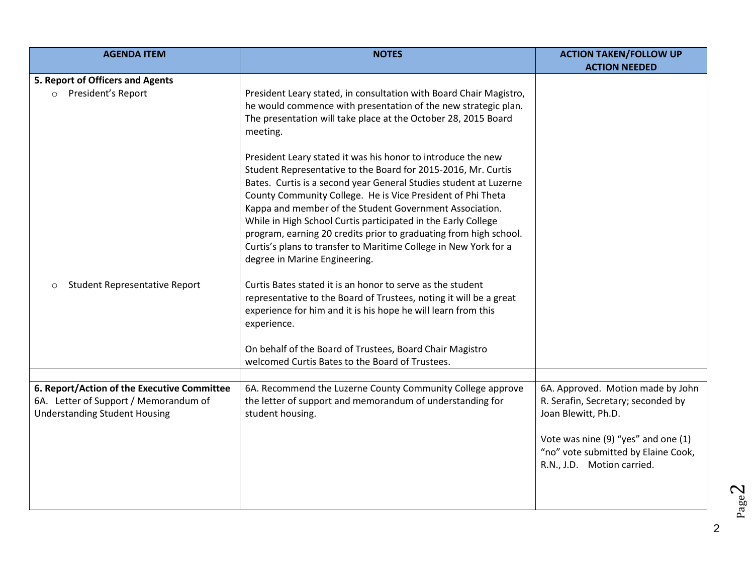| AGENDA ITEM | NOTES | ACTION TAKEN/FOLLOW UP ACTION NEEDED |
|---|---|---|
| **5. Report of Officers and Agents**<br>○ President's Report | President Leary stated, in consultation with Board Chair Magistro, he would commence with presentation of the new strategic plan. The presentation will take place at the October 28, 2015 Board meeting.<br><br>President Leary stated it was his honor to introduce the new Student Representative to the Board for 2015-2016, Mr. Curtis Bates. Curtis is a second year General Studies student at Luzerne County Community College. He is Vice President of Phi Theta Kappa and member of the Student Government Association. While in High School Curtis participated in the Early College program, earning 20 credits prior to graduating from high school. Curtis's plans to transfer to Maritime College in New York for a degree in Marine Engineering. | |
| ○ Student Representative Report | Curtis Bates stated it is an honor to serve as the student representative to the Board of Trustees, noting it will be a great experience for him and it is his hope he will learn from this experience.<br><br>On behalf of the Board of Trustees, Board Chair Magistro welcomed Curtis Bates to the Board of Trustees. | |
| | | |
| **6. Report/Action of the Executive Committee**<br>6A. Letter of Support / Memorandum of Understanding Student Housing | 6A. Recommend the Luzerne County Community College approve the letter of support and memorandum of understanding for student housing. | 6A. Approved. Motion made by John R. Serafin, Secretary; seconded by Joan Blewitt, Ph.D.<br><br>Vote was nine (9) "yes" and one (1) "no" vote submitted by Elaine Cook, R.N., J.D. Motion carried. |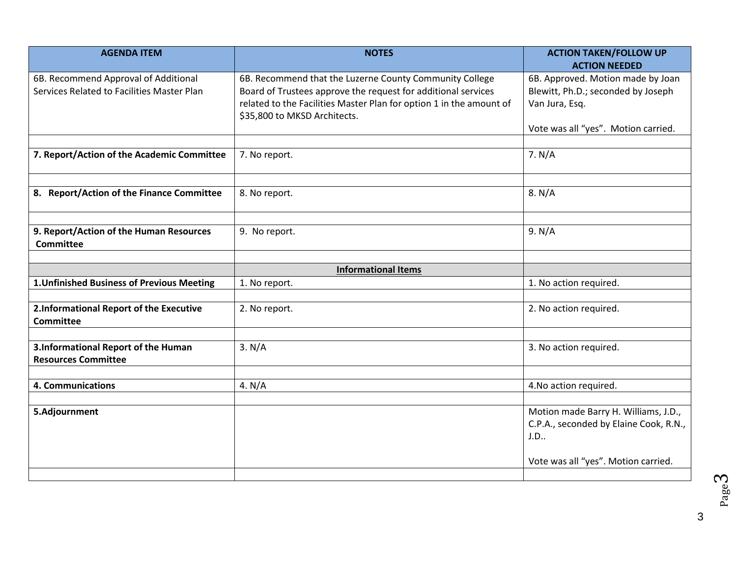| AGENDA ITEM | NOTES | ACTION TAKEN/FOLLOW UP ACTION NEEDED |
|---|---|---|
| 6B. Recommend Approval of Additional Services Related to Facilities Master Plan | 6B. Recommend that the Luzerne County Community College Board of Trustees approve the request for additional services related to the Facilities Master Plan for option 1 in the amount of $35,800 to MKSD Architects. | 6B. Approved. Motion made by Joan Blewitt, Ph.D.; seconded by Joseph Van Jura, Esq.<br><br>Vote was all "yes". Motion carried. |
| | | |
| **7. Report/Action of the Academic Committee** | 7. No report. | 7. N/A |
| | | |
| **8. Report/Action of the Finance Committee** | 8. No report. | 8. N/A |
| | | |
| **9. Report/Action of the Human Resources Committee** | 9. No report. | 9. N/A |
| | | |
| | **Informational Items** | |
| **1.Unfinished Business of Previous Meeting** | 1. No report. | 1. No action required. |
| | | |
| **2.Informational Report of the Executive Committee** | 2. No report. | 2. No action required. |
| | | |
| **3.Informational Report of the Human Resources Committee** | 3. N/A | 3. No action required. |
| | | |
| **4. Communications** | 4. N/A | 4.No action required. |
| | | |
| **5.Adjournment** | | Motion made Barry H. Williams, J.D., C.P.A., seconded by Elaine Cook, R.N., J.D..<br><br>Vote was all "yes". Motion carried. |
| | | |